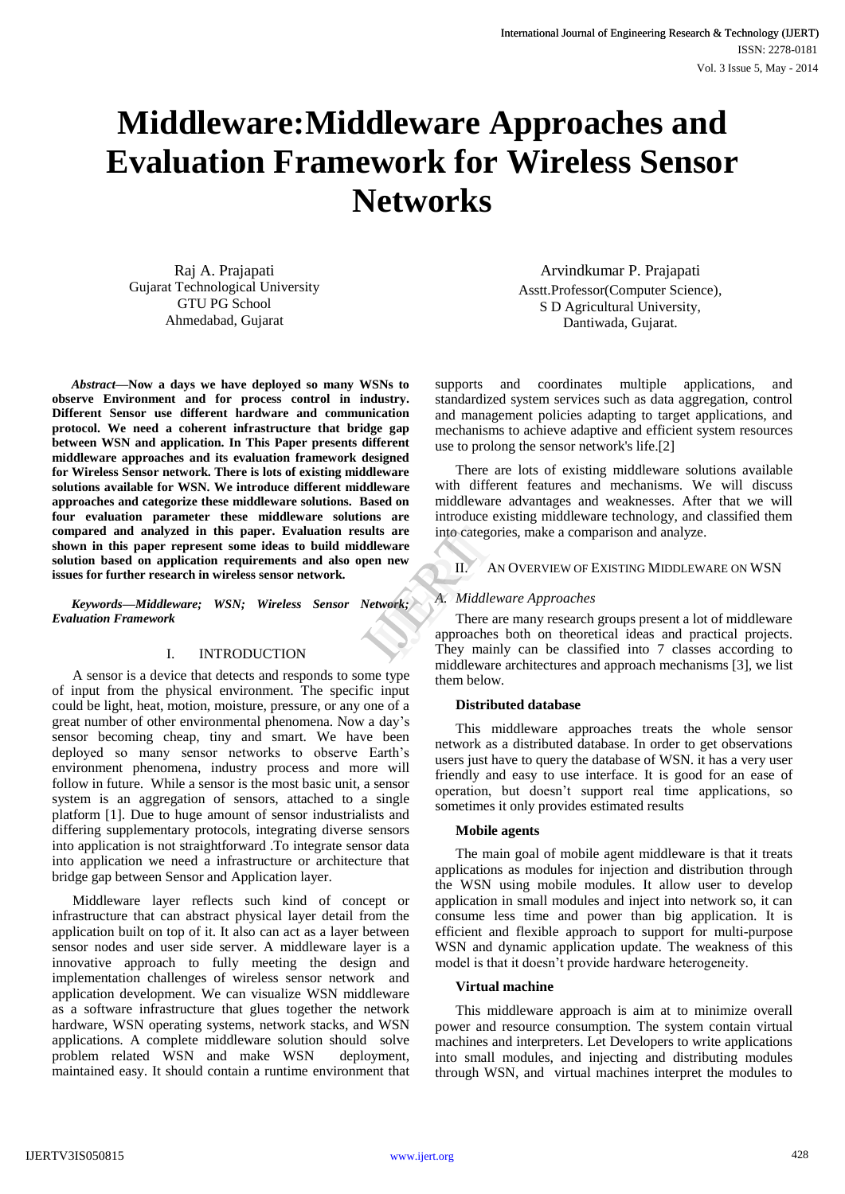# Middleware:Middleware Approaches and Evaluation Framework for Wireless Sensor Networks

Raj A. Prajapati
Gujarat Technological University
GTU PG School
Ahmedabad, Gujarat

Arvindkumar P. Prajapati
Asstt.Professor(Computer Science),
S D Agricultural University,
Dantiwada, Gujarat.

***Abstract*—Now a days we have deployed so many WSNs to observe Environment and for process control in industry. Different Sensor use different hardware and communication protocol. We need a coherent infrastructure that bridge gap between WSN and application. In This Paper presents different middleware approaches and its evaluation framework designed for Wireless Sensor network. There is lots of existing middleware solutions available for WSN. We introduce different middleware approaches and categorize these middleware solutions. Based on four evaluation parameter these middleware solutions are compared and analyzed in this paper. Evaluation results are shown in this paper represent some ideas to build middleware solution based on application requirements and also open new issues for further research in wireless sensor network.**

***Keywords—Middleware; WSN; Wireless Sensor Network; Evaluation Framework***

## I. INTRODUCTION

A sensor is a device that detects and responds to some type of input from the physical environment. The specific input could be light, heat, motion, moisture, pressure, or any one of a great number of other environmental phenomena. Now a day's sensor becoming cheap, tiny and smart. We have been deployed so many sensor networks to observe Earth's environment phenomena, industry process and more will follow in future. While a sensor is the most basic unit, a sensor system is an aggregation of sensors, attached to a single platform [1]. Due to huge amount of sensor industrialists and differing supplementary protocols, integrating diverse sensors into application is not straightforward .To integrate sensor data into application we need a infrastructure or architecture that bridge gap between Sensor and Application layer.

Middleware layer reflects such kind of concept or infrastructure that can abstract physical layer detail from the application built on top of it. It also can act as a layer between sensor nodes and user side server. A middleware layer is a innovative approach to fully meeting the design and implementation challenges of wireless sensor network and application development. We can visualize WSN middleware as a software infrastructure that glues together the network hardware, WSN operating systems, network stacks, and WSN applications. A complete middleware solution should solve problem related WSN and make WSN deployment, maintained easy. It should contain a runtime environment that supports and coordinates multiple applications, and standardized system services such as data aggregation, control and management policies adapting to target applications, and mechanisms to achieve adaptive and efficient system resources use to prolong the sensor network's life.[2]

There are lots of existing middleware solutions available with different features and mechanisms. We will discuss middleware advantages and weaknesses. After that we will introduce existing middleware technology, and classified them into categories, make a comparison and analyze.

## II. AN OVERVIEW OF EXISTING MIDDLEWARE ON WSN

### *A. Middleware Approaches*

There are many research groups present a lot of middleware approaches both on theoretical ideas and practical projects. They mainly can be classified into 7 classes according to middleware architectures and approach mechanisms [3], we list them below.

**Distributed database**

This middleware approaches treats the whole sensor network as a distributed database. In order to get observations users just have to query the database of WSN. it has a very user friendly and easy to use interface. It is good for an ease of operation, but doesn't support real time applications, so sometimes it only provides estimated results

**Mobile agents**

The main goal of mobile agent middleware is that it treats applications as modules for injection and distribution through the WSN using mobile modules. It allow user to develop application in small modules and inject into network so, it can consume less time and power than big application. It is efficient and flexible approach to support for multi-purpose WSN and dynamic application update. The weakness of this model is that it doesn't provide hardware heterogeneity.

**Virtual machine**

This middleware approach is aim at to minimize overall power and resource consumption. The system contain virtual machines and interpreters. Let Developers to write applications into small modules, and injecting and distributing modules through WSN, and virtual machines interpret the modules to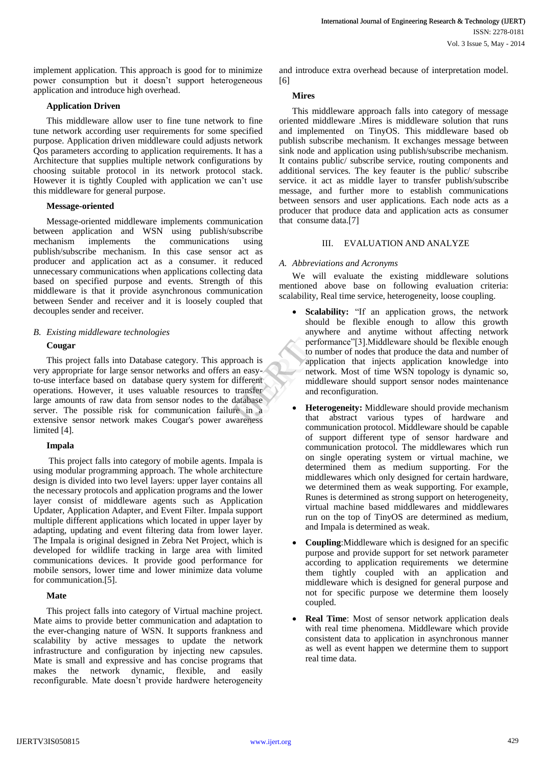implement application. This approach is good for to minimize power consumption but it doesn't support heterogeneous application and introduce high overhead.

**Application Driven**

This middleware allow user to fine tune network to fine tune network according user requirements for some specified purpose. Application driven middleware could adjusts network Qos parameters according to application requirements. It has a Architecture that supplies multiple network configurations by choosing suitable protocol in its network protocol stack. However it is tightly Coupled with application we can't use this middleware for general purpose.

**Message-oriented**

Message-oriented middleware implements communication between application and WSN using publish/subscribe mechanism implements the communications using publish/subscribe mechanism. In this case sensor act as producer and application act as a consumer. it reduced unnecessary communications when applications collecting data based on specified purpose and events. Strength of this middleware is that it provide asynchronous communication between Sender and receiver and it is loosely coupled that decouples sender and receiver.

### *B. Existing middleware technologies*

**Cougar**

This project falls into Database category. This approach is very appropriate for large sensor networks and offers an easy-to-use interface based on database query system for different operations. However, it uses valuable resources to transfer large amounts of raw data from sensor nodes to the database server. The possible risk for communication failure in a extensive sensor network makes Cougar's power awareness limited [4].

**Impala**

This project falls into category of mobile agents. Impala is using modular programming approach. The whole architecture design is divided into two level layers: upper layer contains all the necessary protocols and application programs and the lower layer consist of middleware agents such as Application Updater, Application Adapter, and Event Filter. Impala support multiple different applications which located in upper layer by adapting, updating and event filtering data from lower layer. The Impala is original designed in Zebra Net Project, which is developed for wildlife tracking in large area with limited communications devices. It provide good performance for mobile sensors, lower time and lower minimize data volume for communication.[5].

**Mate**

This project falls into category of Virtual machine project. Mate aims to provide better communication and adaptation to the ever-changing nature of WSN. It supports frankness and scalability by active messages to update the network infrastructure and configuration by injecting new capsules. Mate is small and expressive and has concise programs that makes the network dynamic, flexible, and easily reconfigurable. Mate doesn't provide hardwere heterogeneity and introduce extra overhead because of interpretation model.[6]

**Mires**

This middleware approach falls into category of message oriented middleware .Mires is middleware solution that runs and implemented on TinyOS. This middleware based ob publish subscribe mechanism. It exchanges message between sink node and application using publish/subscribe mechanism. It contains public/ subscribe service, routing components and additional services. The key feauter is the public/ subscribe service. it act as middle layer to transfer publish/subscribe message, and further more to establish communications between sensors and user applications. Each node acts as a producer that produce data and application acts as consumer that consume data.[7]

## III. EVALUATION AND ANALYZE

### *A. Abbreviations and Acronyms*

We will evaluate the existing middleware solutions mentioned above base on following evaluation criteria: scalability, Real time service, heterogeneity, loose coupling.

- **Scalability:** "If an application grows, the network should be flexible enough to allow this growth anywhere and anytime without affecting network performance"[3].Middleware should be flexible enough to number of nodes that produce the data and number of application that injects application knowledge into network. Most of time WSN topology is dynamic so, middleware should support sensor nodes maintenance and reconfiguration.
- **Heterogeneity:** Middleware should provide mechanism that abstract various types of hardware and communication protocol. Middleware should be capable of support different type of sensor hardware and communication protocol. The middlewares which run on single operating system or virtual machine, we determined them as medium supporting. For the middlewares which only designed for certain hardware, we determined them as weak supporting. For example, Runes is determined as strong support on heterogeneity, virtual machine based middlewares and middlewares run on the top of TinyOS are determined as medium, and Impala is determined as weak.
- **Coupling**:Middleware which is designed for an specific purpose and provide support for set network parameter according to application requirements we determine them tightly coupled with an application and middleware which is designed for general purpose and not for specific purpose we determine them loosely coupled.
- **Real Time**: Most of sensor network application deals with real time phenomena. Middleware which provide consistent data to application in asynchronous manner as well as event happen we determine them to support real time data.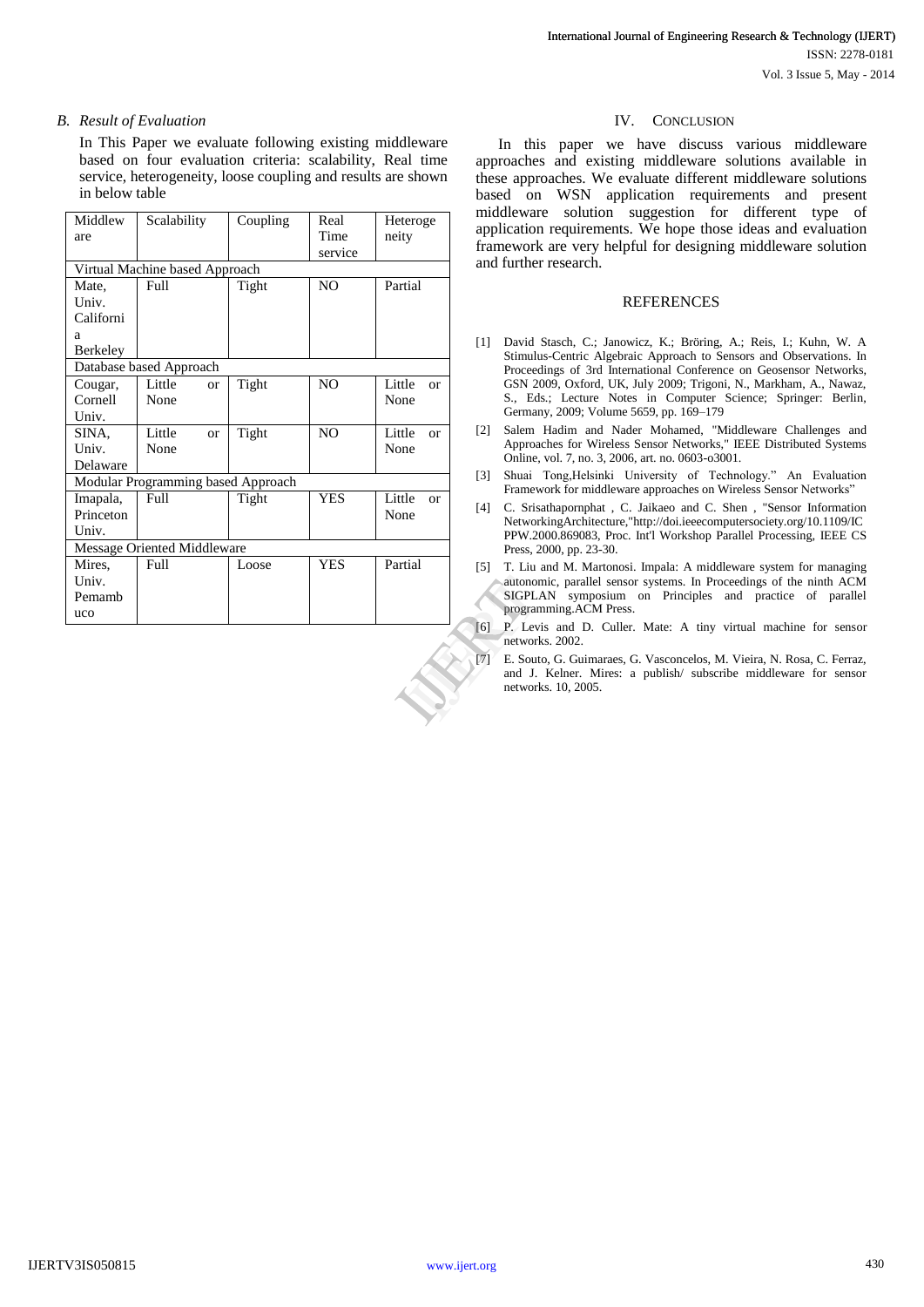### B. *Result of Evaluation*

In This Paper we evaluate following existing middleware based on four evaluation criteria: scalability, Real time service, heterogeneity, loose coupling and results are shown in below table

| Middleware | Scalability | Coupling | Real Time service | Heterogeneity |
|---|---|---|---|---|
| Virtual Machine based Approach | | | | |
| Mate, Univ. California Berkeley | Full | Tight | NO | Partial |
| Database based Approach | | | | |
| Cougar, Cornell Univ. | Little or None | Tight | NO | Little or None |
| SINA, Univ. Delaware | Little or None | Tight | NO | Little or None |
| Modular Programming based Approach | | | | |
| Imapala, Princeton Univ. | Full | Tight | YES | Little or None |
| Message Oriented Middleware | | | | |
| Mires, Univ. Pemambuco | Full | Loose | YES | Partial |

## IV. CONCLUSION

In this paper we have discuss various middleware approaches and existing middleware solutions available in these approaches. We evaluate different middleware solutions based on WSN application requirements and present middleware solution suggestion for different type of application requirements. We hope those ideas and evaluation framework are very helpful for designing middleware solution and further research.

## REFERENCES

[1] David Stasch, C.; Janowicz, K.; Bröring, A.; Reis, I.; Kuhn, W. A Stimulus-Centric Algebraic Approach to Sensors and Observations. In Proceedings of 3rd International Conference on Geosensor Networks, GSN 2009, Oxford, UK, July 2009; Trigoni, N., Markham, A., Nawaz, S., Eds.; Lecture Notes in Computer Science; Springer: Berlin, Germany, 2009; Volume 5659, pp. 169–179

[2] Salem Hadim and Nader Mohamed, "Middleware Challenges and Approaches for Wireless Sensor Networks," IEEE Distributed Systems Online, vol. 7, no. 3, 2006, art. no. 0603-o3001.

[3] Shuai Tong,Helsinki University of Technology." An Evaluation Framework for middleware approaches on Wireless Sensor Networks"

[4] C. Srisathapornphat , C. Jaikaeo and C. Shen , "Sensor Information NetworkingArchitecture,"http://doi.ieeecomputersociety.org/10.1109/ICPPW.2000.869083, Proc. Int'l Workshop Parallel Processing, IEEE CS Press, 2000, pp. 23-30.

[5] T. Liu and M. Martonosi. Impala: A middleware system for managing autonomic, parallel sensor systems. In Proceedings of the ninth ACM SIGPLAN symposium on Principles and practice of parallel programming.ACM Press.

[6] P. Levis and D. Culler. Mate: A tiny virtual machine for sensor networks. 2002.

[7] E. Souto, G. Guimaraes, G. Vasconcelos, M. Vieira, N. Rosa, C. Ferraz, and J. Kelner. Mires: a publish/ subscribe middleware for sensor networks. 10, 2005.